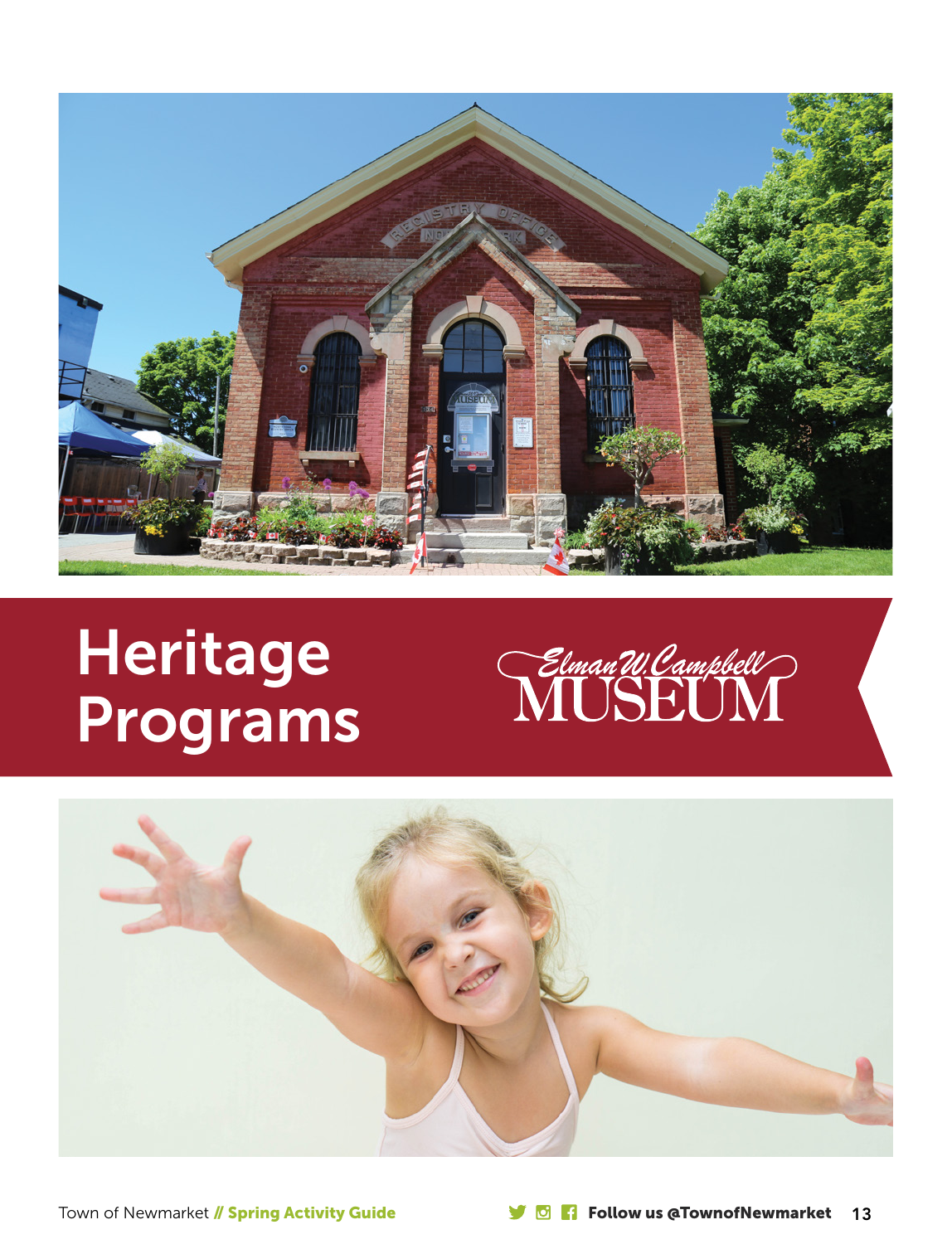# Heritage Programs

Elman W. Campbell MUSEUM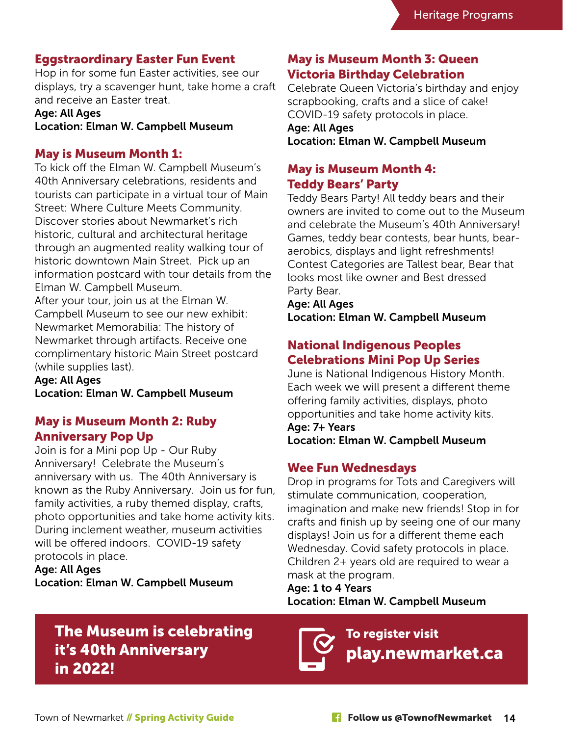## Eggstraordinary Easter Fun Event

Hop in for some fun Easter activities, see our displays, try a scavenger hunt, take home a craft and receive an Easter treat.

**Age: All Ages**
**Location: Elman W. Campbell Museum**

## May is Museum Month 1:

To kick off the Elman W. Campbell Museum's 40th Anniversary celebrations, residents and tourists can participate in a virtual tour of Main Street: Where Culture Meets Community. Discover stories about Newmarket's rich historic, cultural and architectural heritage through an augmented reality walking tour of historic downtown Main Street. Pick up an information postcard with tour details from the Elman W. Campbell Museum.
After your tour, join us at the Elman W. Campbell Museum to see our new exhibit: Newmarket Memorabilia: The history of Newmarket through artifacts. Receive one complimentary historic Main Street postcard (while supplies last).

**Age: All Ages**
**Location: Elman W. Campbell Museum**

## May is Museum Month 2: Ruby Anniversary Pop Up

Join is for a Mini pop Up - Our Ruby Anniversary! Celebrate the Museum's anniversary with us. The 40th Anniversary is known as the Ruby Anniversary. Join us for fun, family activities, a ruby themed display, crafts, photo opportunities and take home activity kits. During inclement weather, museum activities will be offered indoors. COVID-19 safety protocols in place.

**Age: All Ages**
**Location: Elman W. Campbell Museum**

## May is Museum Month 3: Queen Victoria Birthday Celebration

Celebrate Queen Victoria's birthday and enjoy scrapbooking, crafts and a slice of cake! COVID-19 safety protocols in place.

**Age: All Ages**
**Location: Elman W. Campbell Museum**

## May is Museum Month 4: Teddy Bears' Party

Teddy Bears Party! All teddy bears and their owners are invited to come out to the Museum and celebrate the Museum's 40th Anniversary! Games, teddy bear contests, bear hunts, bear-aerobics, displays and light refreshments! Contest Categories are Tallest bear, Bear that looks most like owner and Best dressed Party Bear.

**Age: All Ages**
**Location: Elman W. Campbell Museum**

## National Indigenous Peoples Celebrations Mini Pop Up Series

June is National Indigenous History Month. Each week we will present a different theme offering family activities, displays, photo opportunities and take home activity kits.

**Age: 7+ Years**
**Location: Elman W. Campbell Museum**

## Wee Fun Wednesdays

Drop in programs for Tots and Caregivers will stimulate communication, cooperation, imagination and make new friends! Stop in for crafts and finish up by seeing one of our many displays! Join us for a different theme each Wednesday. Covid safety protocols in place. Children 2+ years old are required to wear a mask at the program.

**Age: 1 to 4 Years**
**Location: Elman W. Campbell Museum**

**The Museum is celebrating it's 40th Anniversary in 2022!**

**To register visit play.newmarket.ca**